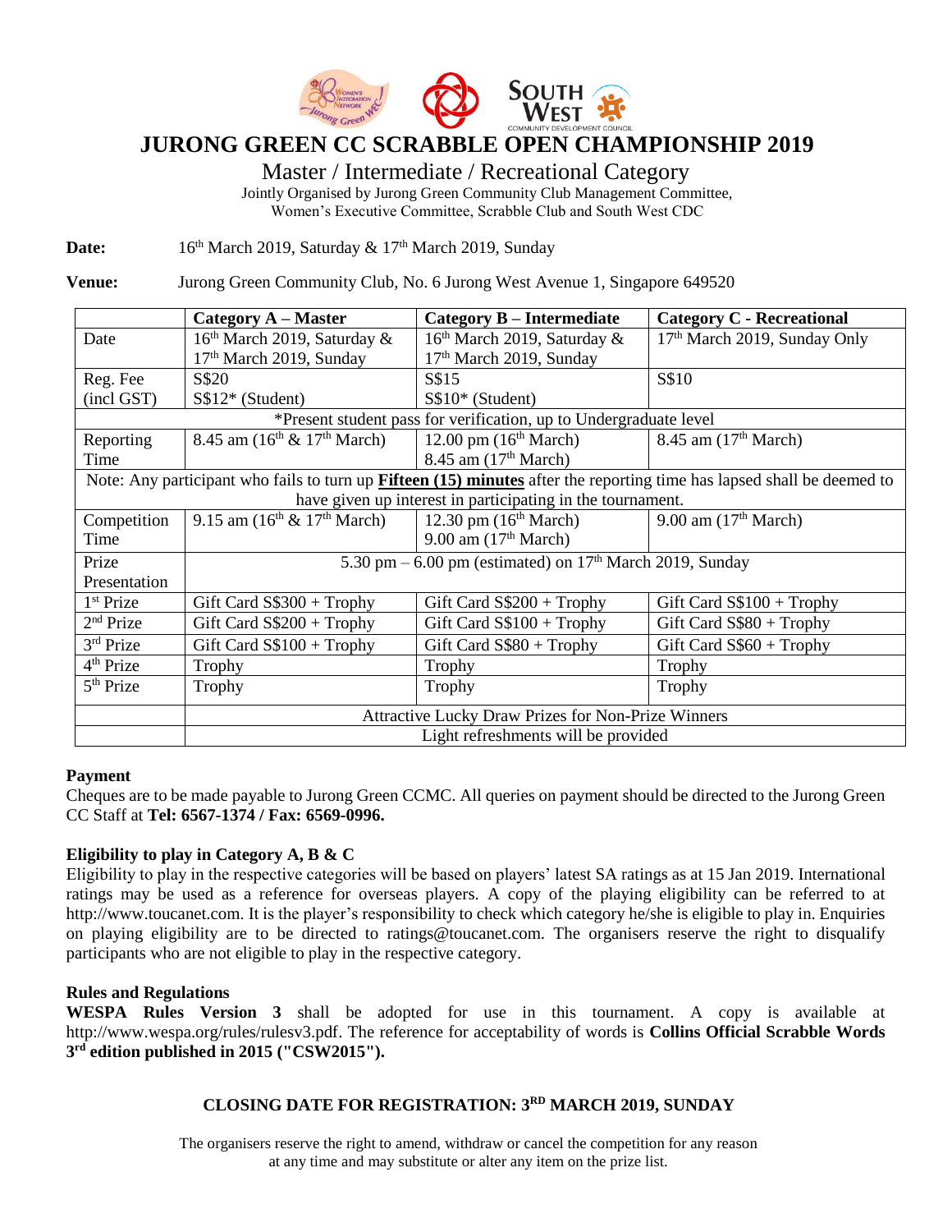# JURONG GREEN CC SCRABBLE OPEN CHAMPIONSHIP 2019

## Master / Intermediate / Recreational Category

Jointly Organised by Jurong Green Community Club Management Committee,
Women's Executive Committee, Scrabble Club and South West CDC

**Date:** 16th March 2019, Saturday & 17th March 2019, Sunday

**Venue:** Jurong Green Community Club, No. 6 Jurong West Avenue 1, Singapore 649520

| | Category A – Master | Category B – Intermediate | Category C - Recreational |
|---|---|---|---|
| Date | 16th March 2019, Saturday & 17th March 2019, Sunday | 16th March 2019, Saturday & 17th March 2019, Sunday | 17th March 2019, Sunday Only |
| Reg. Fee (incl GST) | S$20<br>S$12* (Student) | S$15<br>S$10* (Student) | S$10 |
| *Present student pass for verification, up to Undergraduate level | | | |
| Reporting Time | 8.45 am (16th & 17th March) | 12.00 pm (16th March)<br>8.45 am (17th March) | 8.45 am (17th March) |
| Note: Any participant who fails to turn up **Fifteen (15) minutes** after the reporting time has lapsed shall be deemed to have given up interest in participating in the tournament. | | | |
| Competition Time | 9.15 am (16th & 17th March) | 12.30 pm (16th March)<br>9.00 am (17th March) | 9.00 am (17th March) |
| Prize Presentation | 5.30 pm – 6.00 pm (estimated) on 17th March 2019, Sunday | | |
| 1st Prize | Gift Card S$300 + Trophy | Gift Card S$200 + Trophy | Gift Card S$100 + Trophy |
| 2nd Prize | Gift Card S$200 + Trophy | Gift Card S$100 + Trophy | Gift Card S$80 + Trophy |
| 3rd Prize | Gift Card S$100 + Trophy | Gift Card S$80 + Trophy | Gift Card S$60 + Trophy |
| 4th Prize | Trophy | Trophy | Trophy |
| 5th Prize | Trophy | Trophy | Trophy |
| | Attractive Lucky Draw Prizes for Non-Prize Winners | | |
| | Light refreshments will be provided | | |

### Payment

Cheques are to be made payable to Jurong Green CCMC. All queries on payment should be directed to the Jurong Green CC Staff at **Tel: 6567-1374 / Fax: 6569-0996.**

### Eligibility to play in Category A, B & C

Eligibility to play in the respective categories will be based on players' latest SA ratings as at 15 Jan 2019. International ratings may be used as a reference for overseas players. A copy of the playing eligibility can be referred to at http://www.toucanet.com. It is the player's responsibility to check which category he/she is eligible to play in. Enquiries on playing eligibility are to be directed to ratings@toucanet.com. The organisers reserve the right to disqualify participants who are not eligible to play in the respective category.

### Rules and Regulations

**WESPA Rules Version 3** shall be adopted for use in this tournament. A copy is available at http://www.wespa.org/rules/rulesv3.pdf. The reference for acceptability of words is **Collins Official Scrabble Words 3rd edition published in 2015 ("CSW2015").**

**CLOSING DATE FOR REGISTRATION: 3RD MARCH 2019, SUNDAY**

The organisers reserve the right to amend, withdraw or cancel the competition for any reason at any time and may substitute or alter any item on the prize list.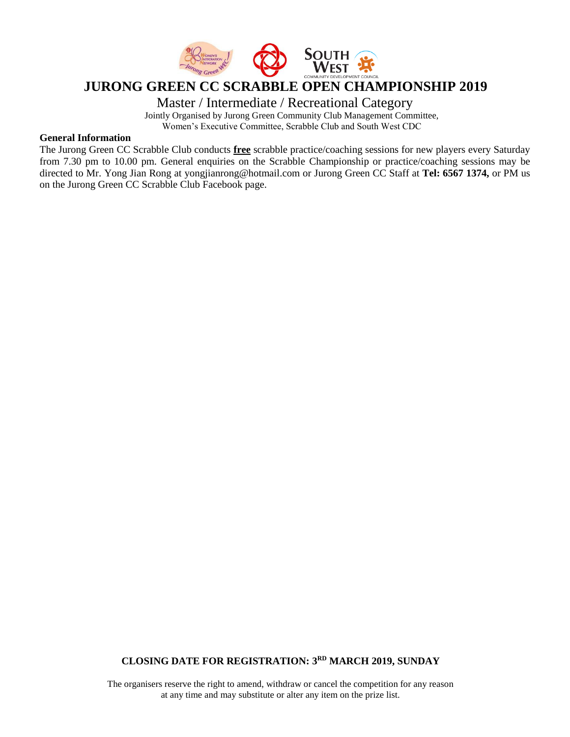# JURONG GREEN CC SCRABBLE OPEN CHAMPIONSHIP 2019

## Master / Intermediate / Recreational Category

Jointly Organised by Jurong Green Community Club Management Committee, Women's Executive Committee, Scrabble Club and South West CDC

**General Information**

The Jurong Green CC Scrabble Club conducts **free** scrabble practice/coaching sessions for new players every Saturday from 7.30 pm to 10.00 pm. General enquiries on the Scrabble Championship or practice/coaching sessions may be directed to Mr. Yong Jian Rong at yongjianrong@hotmail.com or Jurong Green CC Staff at **Tel: 6567 1374,** or PM us on the Jurong Green CC Scrabble Club Facebook page.

**CLOSING DATE FOR REGISTRATION: 3RD MARCH 2019, SUNDAY**

The organisers reserve the right to amend, withdraw or cancel the competition for any reason at any time and may substitute or alter any item on the prize list.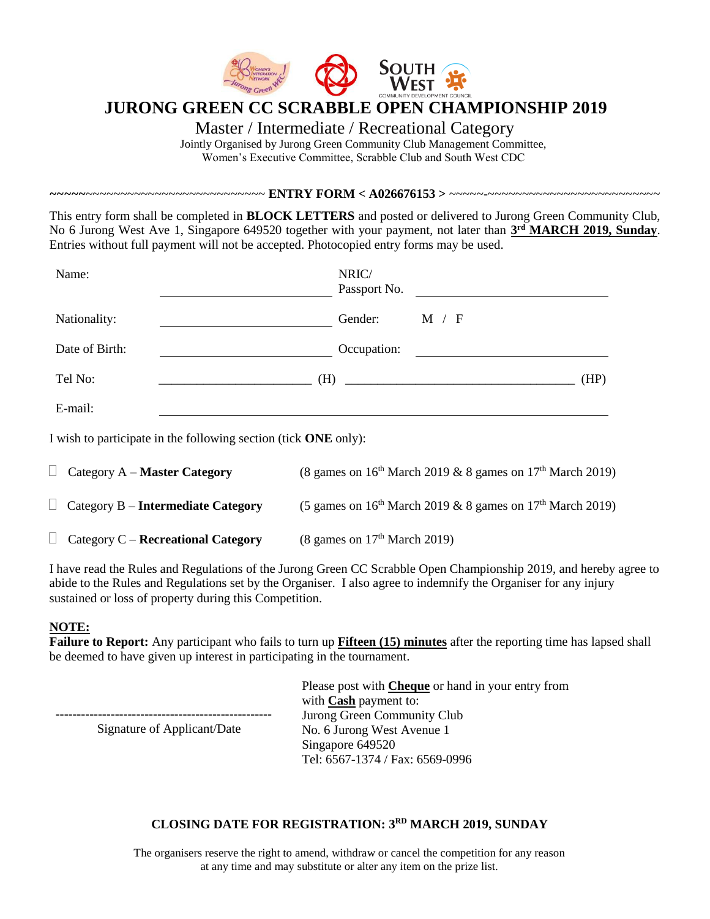# JURONG GREEN CC SCRABBLE OPEN CHAMPIONSHIP 2019

Master / Intermediate / Recreational Category

Jointly Organised by Jurong Green Community Club Management Committee,
Women's Executive Committee, Scrabble Club and South West CDC

~~~~~~~~~~~~~~~~~~~~~~~~~~~~~~~~~ **ENTRY FORM < A026676153 >** ~~~~~~~~~~~~~~~~~~~~~~~~~~~~~~~~

This entry form shall be completed in **BLOCK LETTERS** and posted or delivered to Jurong Green Community Club, No 6 Jurong West Ave 1, Singapore 649520 together with your payment, not later than **3rd MARCH 2019, Sunday**. Entries without full payment will not be accepted. Photocopied entry forms may be used.

| | | | |
|---|---|---|---|
| Name: | ______________________ | NRIC/ Passport No. | ______________________ |
| Nationality: | ______________________ | Gender: | M / F |
| Date of Birth: | ______________________ | Occupation: | ______________________ |
| Tel No: | ______________________ (H) | | ______________________ (HP) |
| E-mail: | ______________________ | | |

I wish to participate in the following section (tick **ONE** only):

- ☐ Category A – **Master Category** (8 games on 16th March 2019 & 8 games on 17th March 2019)
- ☐ Category B – **Intermediate Category** (5 games on 16th March 2019 & 8 games on 17th March 2019)
- ☐ Category C – **Recreational Category** (8 games on 17th March 2019)

I have read the Rules and Regulations of the Jurong Green CC Scrabble Open Championship 2019, and hereby agree to abide to the Rules and Regulations set by the Organiser. I also agree to indemnify the Organiser for any injury sustained or loss of property during this Competition.

**NOTE:**

**Failure to Report:** Any participant who fails to turn up **Fifteen (15) minutes** after the reporting time has lapsed shall be deemed to have given up interest in participating in the tournament.

---------------------------------------------------

Signature of Applicant/Date

Please post with **Cheque** or hand in your entry from with **Cash** payment to:
Jurong Green Community Club
No. 6 Jurong West Avenue 1
Singapore 649520
Tel: 6567-1374 / Fax: 6569-0996

**CLOSING DATE FOR REGISTRATION: 3RD MARCH 2019, SUNDAY**

The organisers reserve the right to amend, withdraw or cancel the competition for any reason at any time and may substitute or alter any item on the prize list.